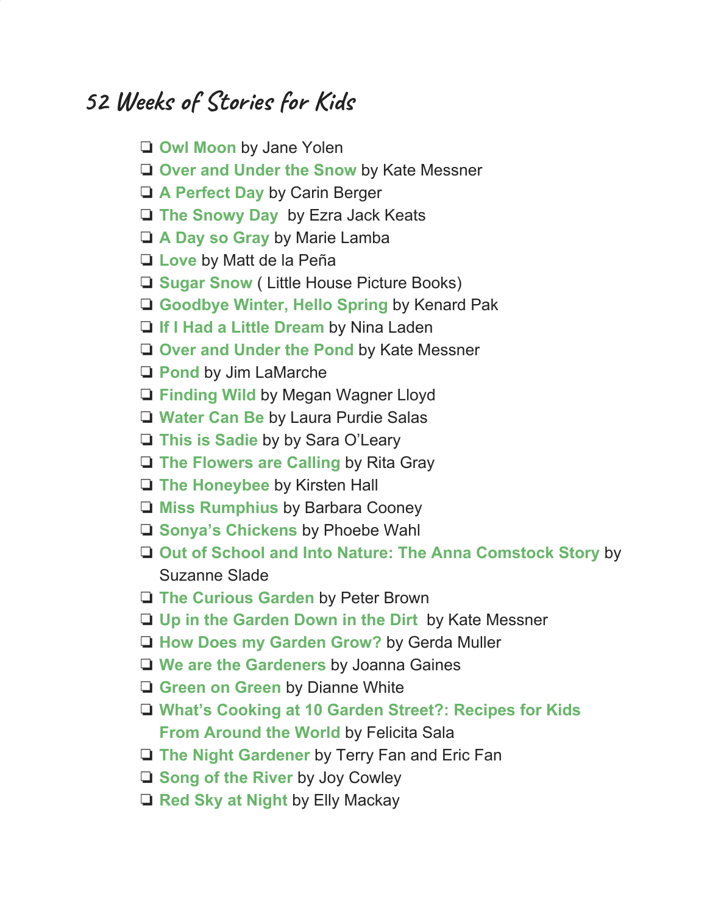# 52 Weeks of Stories for Kids

- [ ] **Owl Moon** by Jane Yolen
- [ ] **Over and Under the Snow** by Kate Messner
- [ ] **A Perfect Day** by Carin Berger
- [ ] **The Snowy Day** by Ezra Jack Keats
- [ ] **A Day so Gray** by Marie Lamba
- [ ] **Love** by Matt de la Peña
- [ ] **Sugar Snow** ( Little House Picture Books)
- [ ] **Goodbye Winter, Hello Spring** by Kenard Pak
- [ ] **If I Had a Little Dream** by Nina Laden
- [ ] **Over and Under the Pond** by Kate Messner
- [ ] **Pond** by Jim LaMarche
- [ ] **Finding Wild** by Megan Wagner Lloyd
- [ ] **Water Can Be** by Laura Purdie Salas
- [ ] **This is Sadie** by by Sara O'Leary
- [ ] **The Flowers are Calling** by Rita Gray
- [ ] **The Honeybee** by Kirsten Hall
- [ ] **Miss Rumphius** by Barbara Cooney
- [ ] **Sonya's Chickens** by Phoebe Wahl
- [ ] **Out of School and Into Nature: The Anna Comstock Story** by Suzanne Slade
- [ ] **The Curious Garden** by Peter Brown
- [ ] **Up in the Garden Down in the Dirt** by Kate Messner
- [ ] **How Does my Garden Grow?** by Gerda Muller
- [ ] **We are the Gardeners** by Joanna Gaines
- [ ] **Green on Green** by Dianne White
- [ ] **What's Cooking at 10 Garden Street?: Recipes for Kids From Around the World** by Felicita Sala
- [ ] **The Night Gardener** by Terry Fan and Eric Fan
- [ ] **Song of the River** by Joy Cowley
- [ ] **Red Sky at Night** by Elly Mackay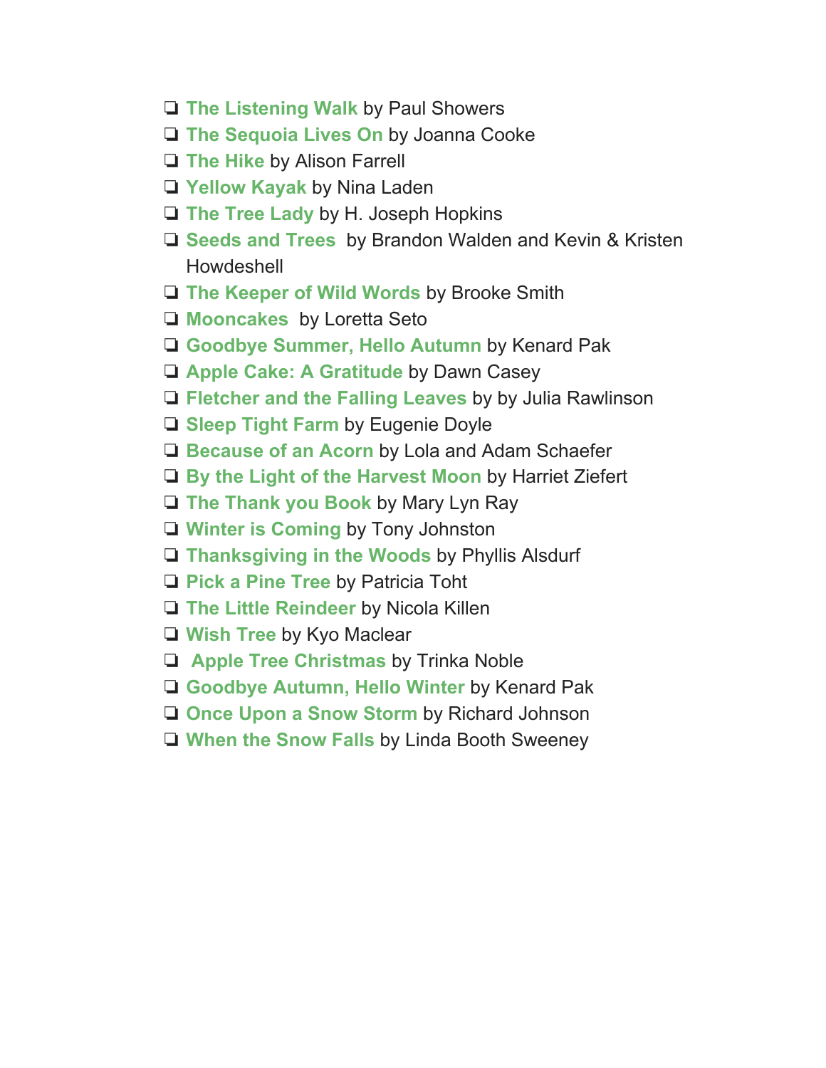- [ ] **The Listening Walk** by Paul Showers
- [ ] **The Sequoia Lives On** by Joanna Cooke
- [ ] **The Hike** by Alison Farrell
- [ ] **Yellow Kayak** by Nina Laden
- [ ] **The Tree Lady** by H. Joseph Hopkins
- [ ] **Seeds and Trees** by Brandon Walden and Kevin & Kristen Howdeshell
- [ ] **The Keeper of Wild Words** by Brooke Smith
- [ ] **Mooncakes** by Loretta Seto
- [ ] **Goodbye Summer, Hello Autumn** by Kenard Pak
- [ ] **Apple Cake: A Gratitude** by Dawn Casey
- [ ] **Fletcher and the Falling Leaves** by by Julia Rawlinson
- [ ] **Sleep Tight Farm** by Eugenie Doyle
- [ ] **Because of an Acorn** by Lola and Adam Schaefer
- [ ] **By the Light of the Harvest Moon** by Harriet Ziefert
- [ ] **The Thank you Book** by Mary Lyn Ray
- [ ] **Winter is Coming** by Tony Johnston
- [ ] **Thanksgiving in the Woods** by Phyllis Alsdurf
- [ ] **Pick a Pine Tree** by Patricia Toht
- [ ] **The Little Reindeer** by Nicola Killen
- [ ] **Wish Tree** by Kyo Maclear
- [ ] **Apple Tree Christmas** by Trinka Noble
- [ ] **Goodbye Autumn, Hello Winter** by Kenard Pak
- [ ] **Once Upon a Snow Storm** by Richard Johnson
- [ ] **When the Snow Falls** by Linda Booth Sweeney